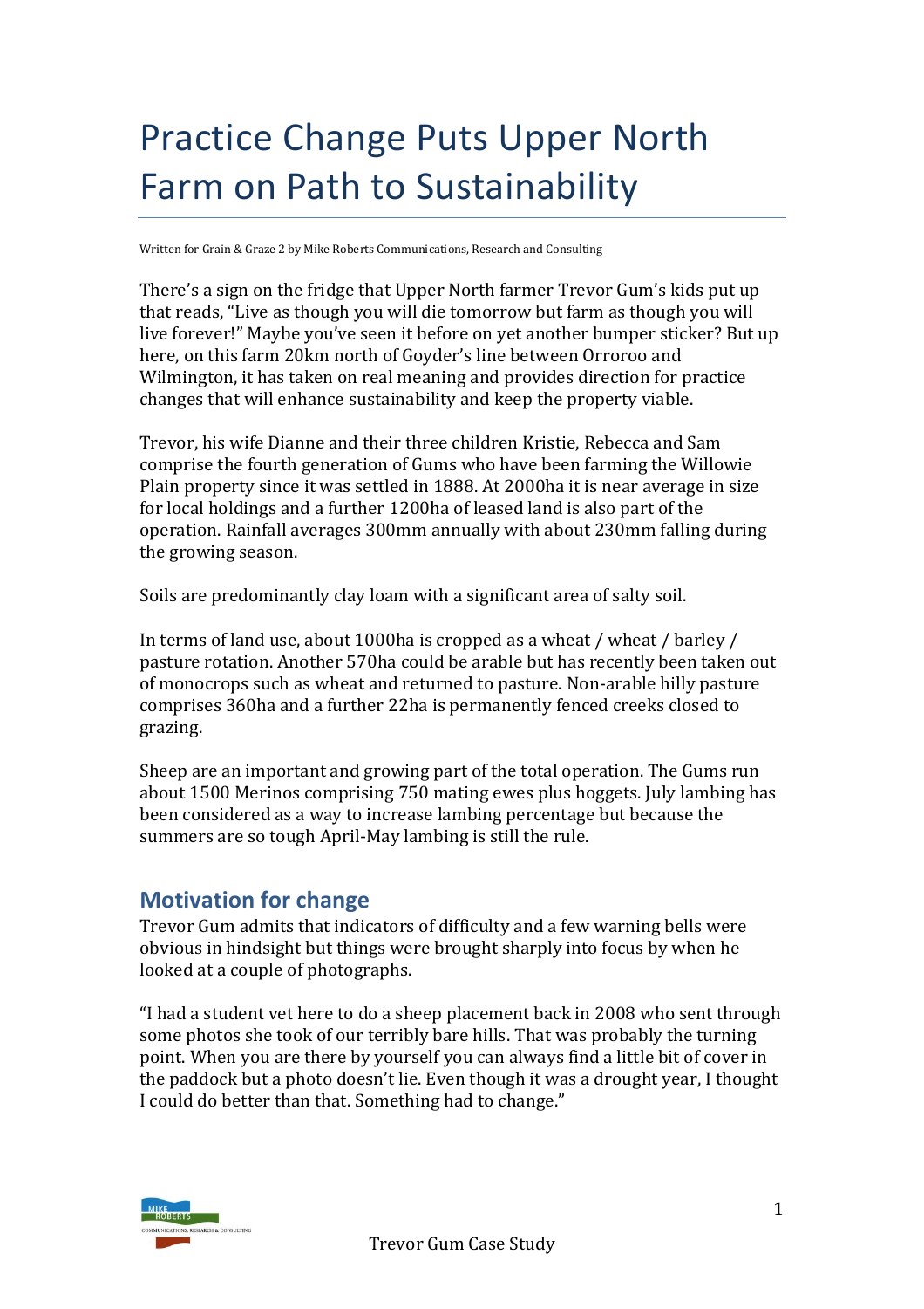# Practice Change Puts Upper North Farm on Path to Sustainability

Written for Grain & Graze 2 by Mike Roberts Communications, Research and Consulting

There's a sign on the fridge that Upper North farmer Trevor Gum's kids put up that reads, "Live as though you will die tomorrow but farm as though you will live forever!" Maybe you've seen it before on yet another bumper sticker? But up here, on this farm 20km north of Goyder's line between Orroroo and Wilmington, it has taken on real meaning and provides direction for practice changes that will enhance sustainability and keep the property viable.

Trevor, his wife Dianne and their three children Kristie, Rebecca and Sam comprise the fourth generation of Gums who have been farming the Willowie Plain property since it was settled in 1888. At 2000ha it is near average in size for local holdings and a further 1200ha of leased land is also part of the operation. Rainfall averages 300mm annually with about 230mm falling during the growing season.

Soils are predominantly clay loam with a significant area of salty soil.

In terms of land use, about 1000ha is cropped as a wheat / wheat / barley / pasture rotation. Another 570ha could be arable but has recently been taken out of monocrops such as wheat and returned to pasture. Non-arable hilly pasture comprises 360ha and a further 22ha is permanently fenced creeks closed to grazing.

Sheep are an important and growing part of the total operation. The Gums run about 1500 Merinos comprising 750 mating ewes plus hoggets. July lambing has been considered as a way to increase lambing percentage but because the summers are so tough April-May lambing is still the rule.

## Motivation for change

Trevor Gum admits that indicators of difficulty and a few warning bells were obvious in hindsight but things were brought sharply into focus by when he looked at a couple of photographs.

"I had a student vet here to do a sheep placement back in 2008 who sent through some photos she took of our terribly bare hills. That was probably the turning point. When you are there by yourself you can always find a little bit of cover in the paddock but a photo doesn't lie. Even though it was a drought year, I thought I could do better than that. Something had to change."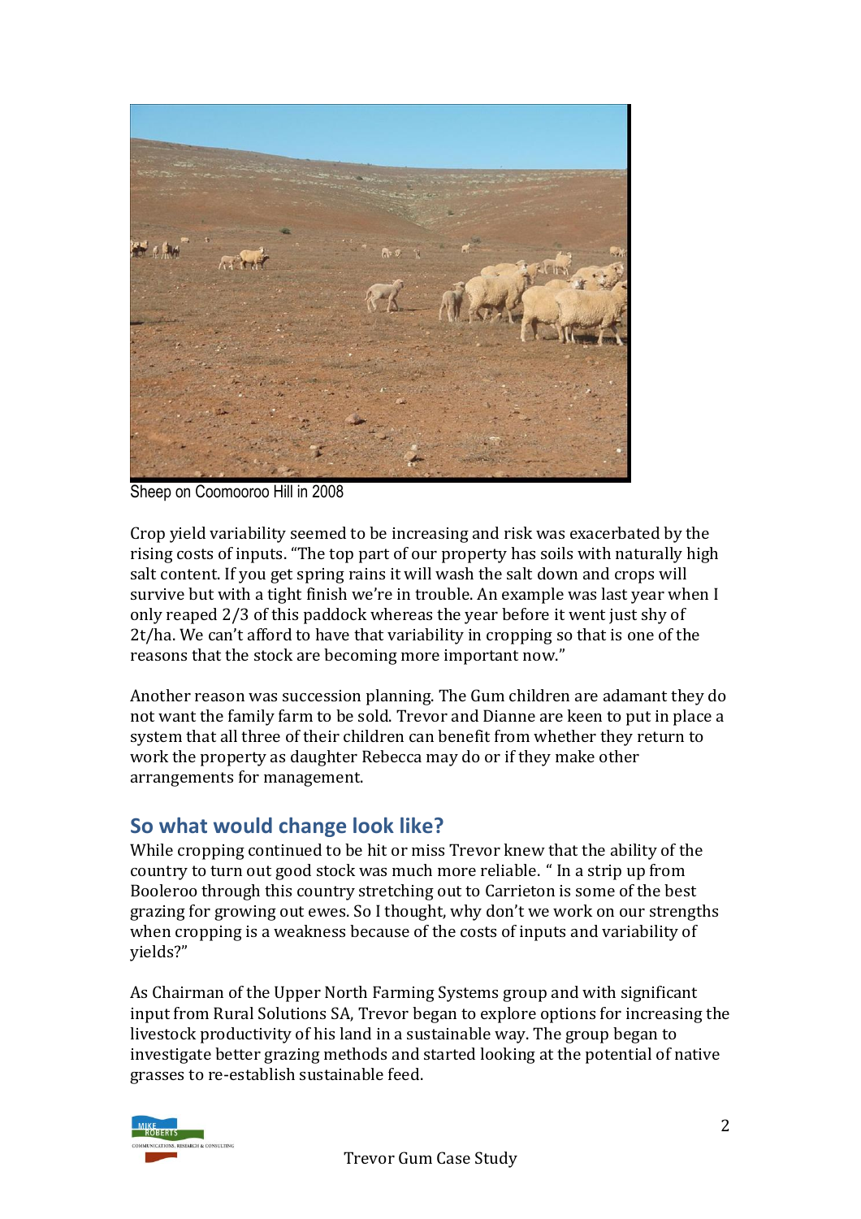Sheep on Coomooroo Hill in 2008

Crop yield variability seemed to be increasing and risk was exacerbated by the rising costs of inputs. "The top part of our property has soils with naturally high salt content. If you get spring rains it will wash the salt down and crops will survive but with a tight finish we're in trouble. An example was last year when I only reaped 2/3 of this paddock whereas the year before it went just shy of 2t/ha. We can't afford to have that variability in cropping so that is one of the reasons that the stock are becoming more important now."

Another reason was succession planning. The Gum children are adamant they do not want the family farm to be sold. Trevor and Dianne are keen to put in place a system that all three of their children can benefit from whether they return to work the property as daughter Rebecca may do or if they make other arrangements for management.

## So what would change look like?

While cropping continued to be hit or miss Trevor knew that the ability of the country to turn out good stock was much more reliable. " In a strip up from Booleroo through this country stretching out to Carrieton is some of the best grazing for growing out ewes. So I thought, why don't we work on our strengths when cropping is a weakness because of the costs of inputs and variability of yields?"

As Chairman of the Upper North Farming Systems group and with significant input from Rural Solutions SA, Trevor began to explore options for increasing the livestock productivity of his land in a sustainable way. The group began to investigate better grazing methods and started looking at the potential of native grasses to re-establish sustainable feed.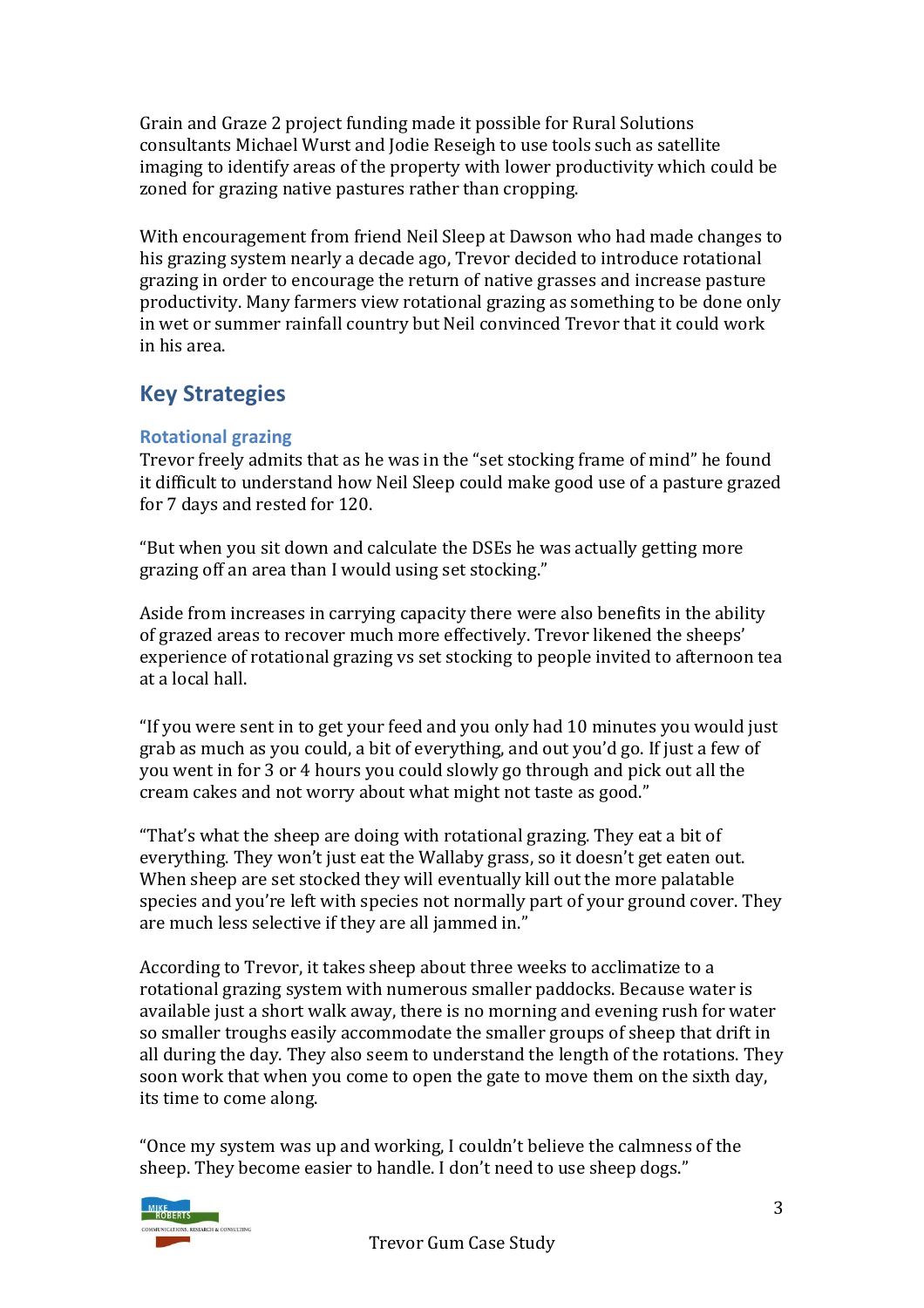Grain and Graze 2 project funding made it possible for Rural Solutions consultants Michael Wurst and Jodie Reseigh to use tools such as satellite imaging to identify areas of the property with lower productivity which could be zoned for grazing native pastures rather than cropping.

With encouragement from friend Neil Sleep at Dawson who had made changes to his grazing system nearly a decade ago, Trevor decided to introduce rotational grazing in order to encourage the return of native grasses and increase pasture productivity. Many farmers view rotational grazing as something to be done only in wet or summer rainfall country but Neil convinced Trevor that it could work in his area.

## Key Strategies

### Rotational grazing

Trevor freely admits that as he was in the "set stocking frame of mind" he found it difficult to understand how Neil Sleep could make good use of a pasture grazed for 7 days and rested for 120.

"But when you sit down and calculate the DSEs he was actually getting more grazing off an area than I would using set stocking."

Aside from increases in carrying capacity there were also benefits in the ability of grazed areas to recover much more effectively. Trevor likened the sheeps' experience of rotational grazing vs set stocking to people invited to afternoon tea at a local hall.

"If you were sent in to get your feed and you only had 10 minutes you would just grab as much as you could, a bit of everything, and out you'd go. If just a few of you went in for 3 or 4 hours you could slowly go through and pick out all the cream cakes and not worry about what might not taste as good."

"That's what the sheep are doing with rotational grazing. They eat a bit of everything. They won't just eat the Wallaby grass, so it doesn't get eaten out. When sheep are set stocked they will eventually kill out the more palatable species and you're left with species not normally part of your ground cover. They are much less selective if they are all jammed in."

According to Trevor, it takes sheep about three weeks to acclimatize to a rotational grazing system with numerous smaller paddocks. Because water is available just a short walk away, there is no morning and evening rush for water so smaller troughs easily accommodate the smaller groups of sheep that drift in all during the day. They also seem to understand the length of the rotations. They soon work that when you come to open the gate to move them on the sixth day, its time to come along.

"Once my system was up and working, I couldn't believe the calmness of the sheep. They become easier to handle. I don't need to use sheep dogs."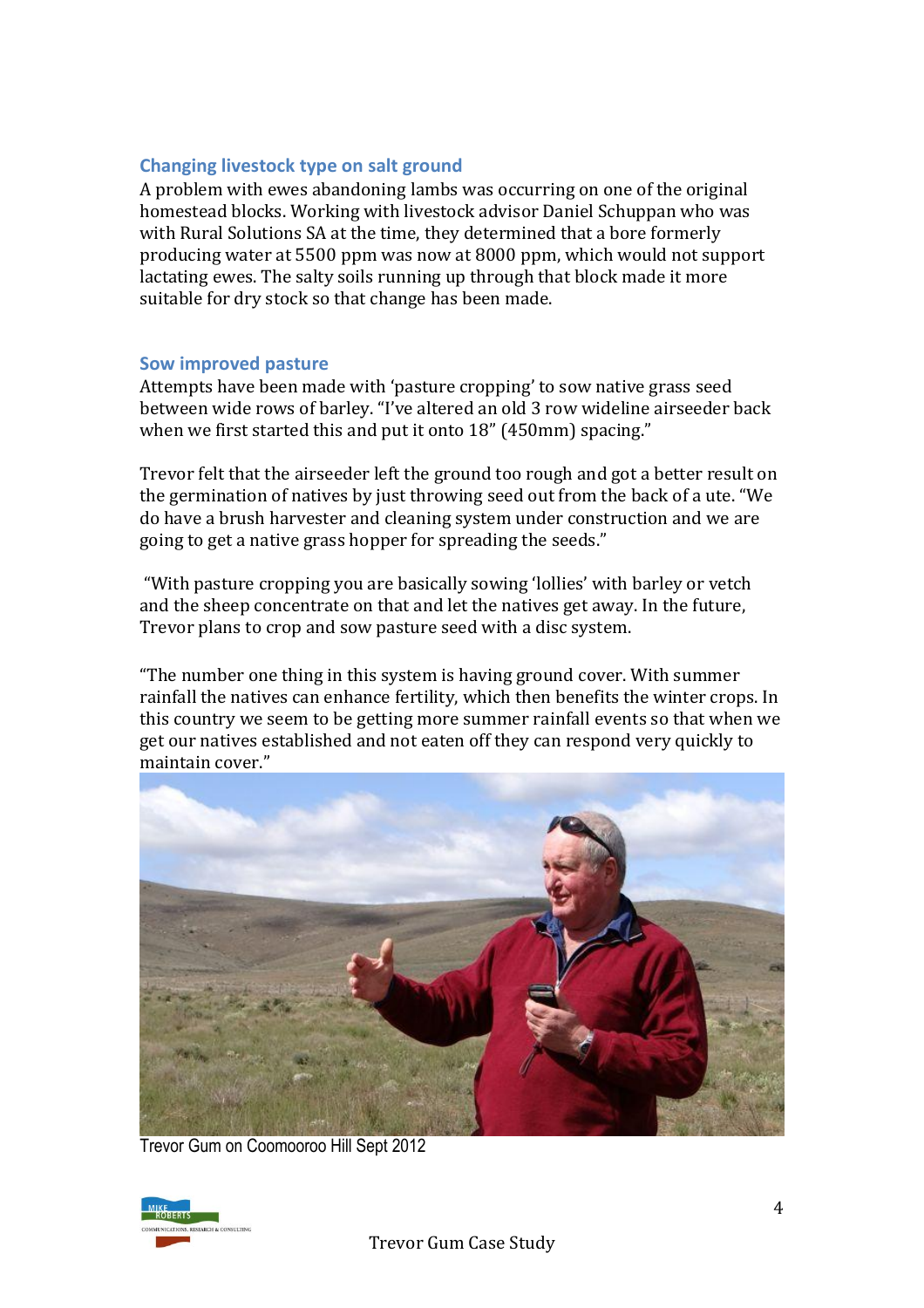## Changing livestock type on salt ground

A problem with ewes abandoning lambs was occurring on one of the original homestead blocks. Working with livestock advisor Daniel Schuppan who was with Rural Solutions SA at the time, they determined that a bore formerly producing water at 5500 ppm was now at 8000 ppm, which would not support lactating ewes. The salty soils running up through that block made it more suitable for dry stock so that change has been made.

## Sow improved pasture

Attempts have been made with 'pasture cropping' to sow native grass seed between wide rows of barley. "I've altered an old 3 row wideline airseeder back when we first started this and put it onto 18" (450mm) spacing."

Trevor felt that the airseeder left the ground too rough and got a better result on the germination of natives by just throwing seed out from the back of a ute. "We do have a brush harvester and cleaning system under construction and we are going to get a native grass hopper for spreading the seeds."

"With pasture cropping you are basically sowing 'lollies' with barley or vetch and the sheep concentrate on that and let the natives get away. In the future, Trevor plans to crop and sow pasture seed with a disc system.

"The number one thing in this system is having ground cover. With summer rainfall the natives can enhance fertility, which then benefits the winter crops. In this country we seem to be getting more summer rainfall events so that when we get our natives established and not eaten off they can respond very quickly to maintain cover."

Trevor Gum on Coomooroo Hill Sept 2012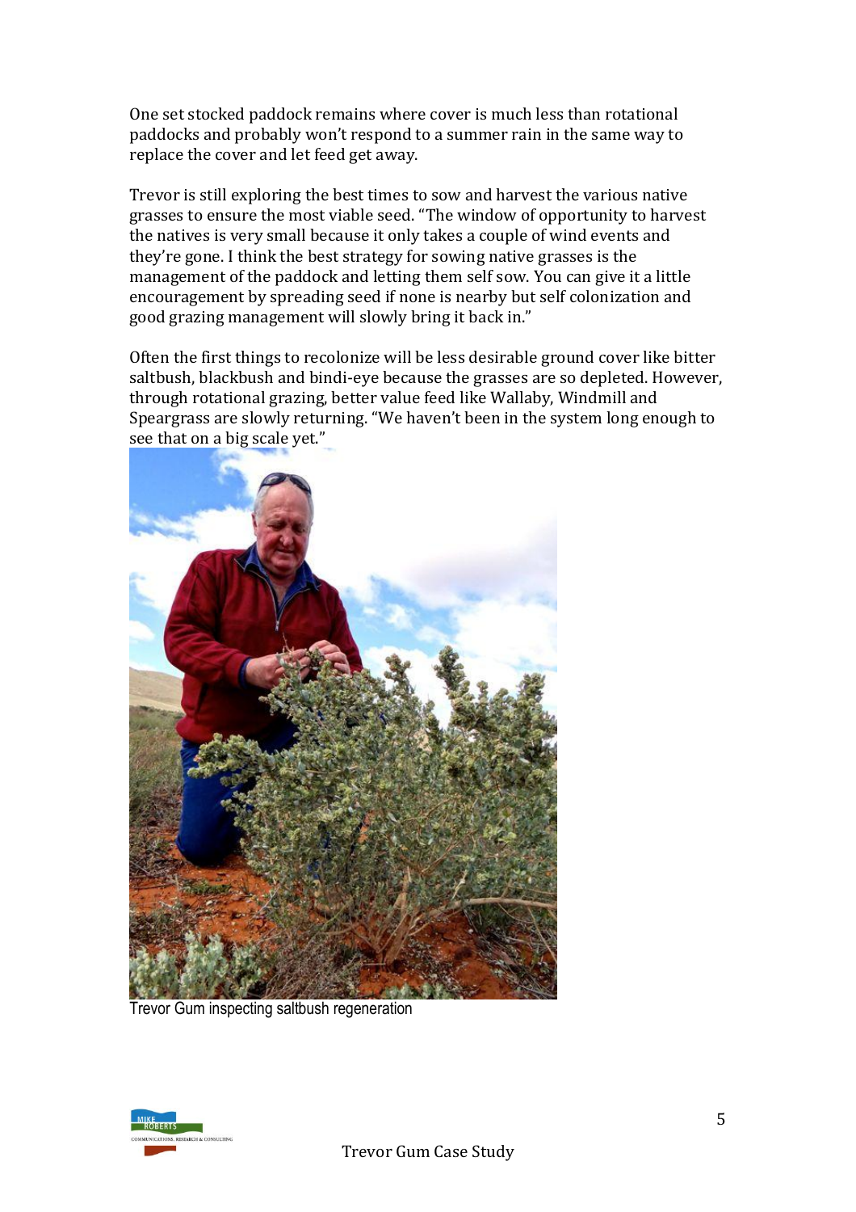One set stocked paddock remains where cover is much less than rotational paddocks and probably won't respond to a summer rain in the same way to replace the cover and let feed get away.

Trevor is still exploring the best times to sow and harvest the various native grasses to ensure the most viable seed. "The window of opportunity to harvest the natives is very small because it only takes a couple of wind events and they're gone. I think the best strategy for sowing native grasses is the management of the paddock and letting them self sow. You can give it a little encouragement by spreading seed if none is nearby but self colonization and good grazing management will slowly bring it back in."

Often the first things to recolonize will be less desirable ground cover like bitter saltbush, blackbush and bindi-eye because the grasses are so depleted. However, through rotational grazing, better value feed like Wallaby, Windmill and Speargrass are slowly returning. "We haven't been in the system long enough to see that on a big scale yet."

Trevor Gum inspecting saltbush regeneration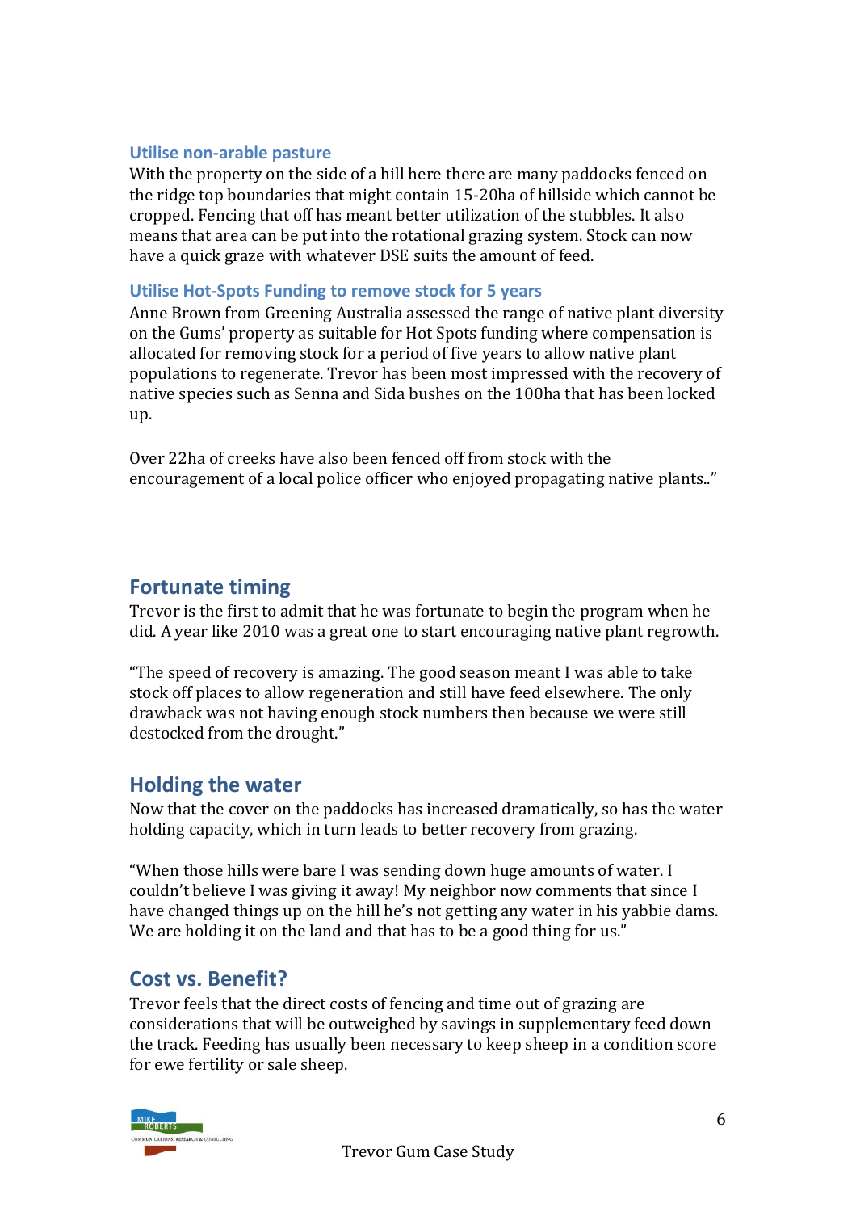### Utilise non-arable pasture

With the property on the side of a hill here there are many paddocks fenced on the ridge top boundaries that might contain 15-20ha of hillside which cannot be cropped. Fencing that off has meant better utilization of the stubbles. It also means that area can be put into the rotational grazing system. Stock can now have a quick graze with whatever DSE suits the amount of feed.

### Utilise Hot-Spots Funding to remove stock for 5 years

Anne Brown from Greening Australia assessed the range of native plant diversity on the Gums' property as suitable for Hot Spots funding where compensation is allocated for removing stock for a period of five years to allow native plant populations to regenerate. Trevor has been most impressed with the recovery of native species such as Senna and Sida bushes on the 100ha that has been locked up.

Over 22ha of creeks have also been fenced off from stock with the encouragement of a local police officer who enjoyed propagating native plants.."

## Fortunate timing

Trevor is the first to admit that he was fortunate to begin the program when he did. A year like 2010 was a great one to start encouraging native plant regrowth.

"The speed of recovery is amazing. The good season meant I was able to take stock off places to allow regeneration and still have feed elsewhere. The only drawback was not having enough stock numbers then because we were still destocked from the drought."

## Holding the water

Now that the cover on the paddocks has increased dramatically, so has the water holding capacity, which in turn leads to better recovery from grazing.

"When those hills were bare I was sending down huge amounts of water. I couldn't believe I was giving it away! My neighbor now comments that since I have changed things up on the hill he's not getting any water in his yabbie dams. We are holding it on the land and that has to be a good thing for us."

## Cost vs. Benefit?

Trevor feels that the direct costs of fencing and time out of grazing are considerations that will be outweighed by savings in supplementary feed down the track. Feeding has usually been necessary to keep sheep in a condition score for ewe fertility or sale sheep.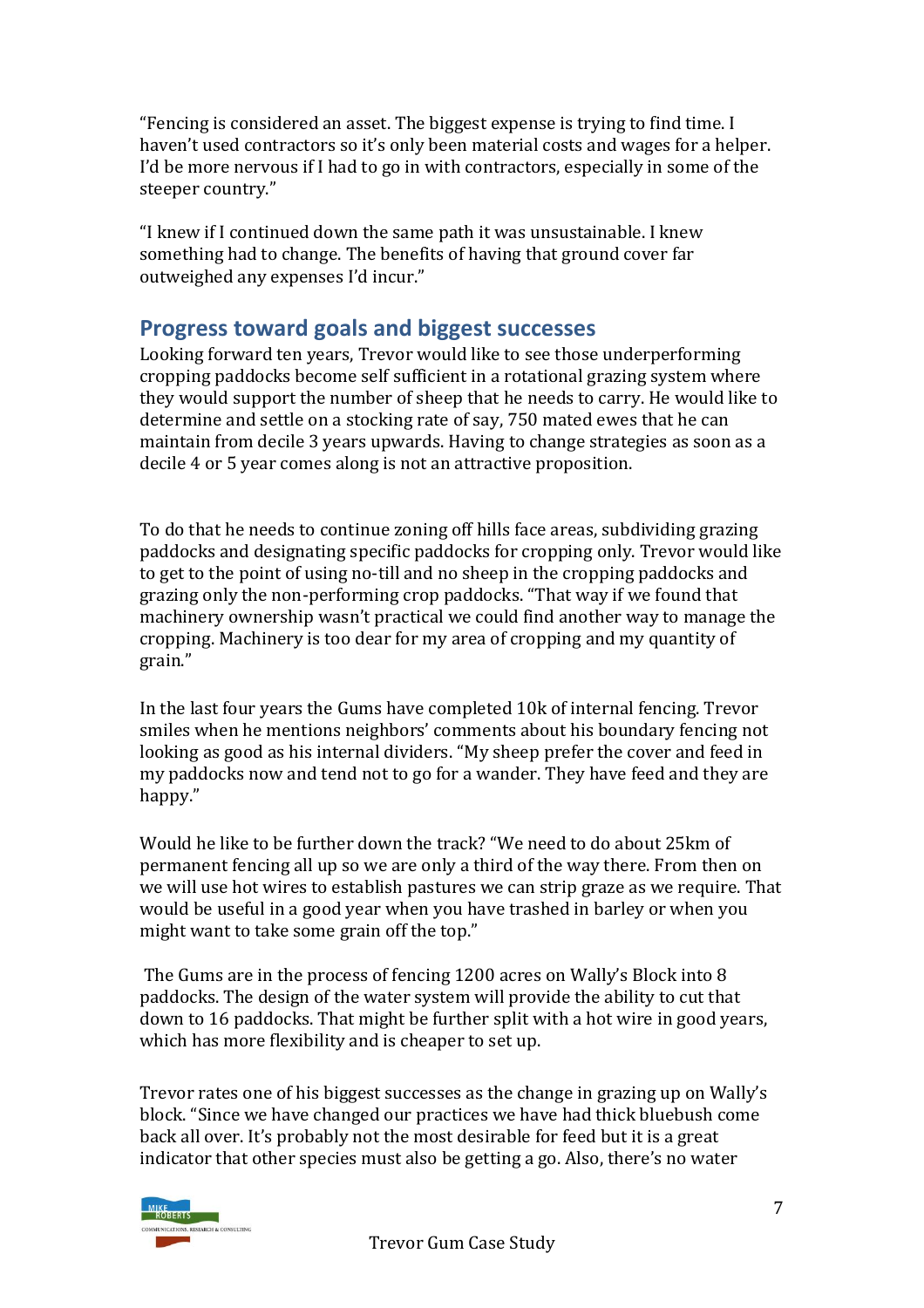"Fencing is considered an asset. The biggest expense is trying to find time. I haven't used contractors so it's only been material costs and wages for a helper. I'd be more nervous if I had to go in with contractors, especially in some of the steeper country."

"I knew if I continued down the same path it was unsustainable. I knew something had to change. The benefits of having that ground cover far outweighed any expenses I'd incur."

## Progress toward goals and biggest successes

Looking forward ten years, Trevor would like to see those underperforming cropping paddocks become self sufficient in a rotational grazing system where they would support the number of sheep that he needs to carry. He would like to determine and settle on a stocking rate of say, 750 mated ewes that he can maintain from decile 3 years upwards. Having to change strategies as soon as a decile 4 or 5 year comes along is not an attractive proposition.

To do that he needs to continue zoning off hills face areas, subdividing grazing paddocks and designating specific paddocks for cropping only. Trevor would like to get to the point of using no-till and no sheep in the cropping paddocks and grazing only the non-performing crop paddocks. "That way if we found that machinery ownership wasn't practical we could find another way to manage the cropping. Machinery is too dear for my area of cropping and my quantity of grain."

In the last four years the Gums have completed 10k of internal fencing. Trevor smiles when he mentions neighbors' comments about his boundary fencing not looking as good as his internal dividers. "My sheep prefer the cover and feed in my paddocks now and tend not to go for a wander. They have feed and they are happy."

Would he like to be further down the track? "We need to do about 25km of permanent fencing all up so we are only a third of the way there. From then on we will use hot wires to establish pastures we can strip graze as we require. That would be useful in a good year when you have trashed in barley or when you might want to take some grain off the top."

The Gums are in the process of fencing 1200 acres on Wally's Block into 8 paddocks. The design of the water system will provide the ability to cut that down to 16 paddocks. That might be further split with a hot wire in good years, which has more flexibility and is cheaper to set up.

Trevor rates one of his biggest successes as the change in grazing up on Wally's block. "Since we have changed our practices we have had thick bluebush come back all over. It's probably not the most desirable for feed but it is a great indicator that other species must also be getting a go. Also, there's no water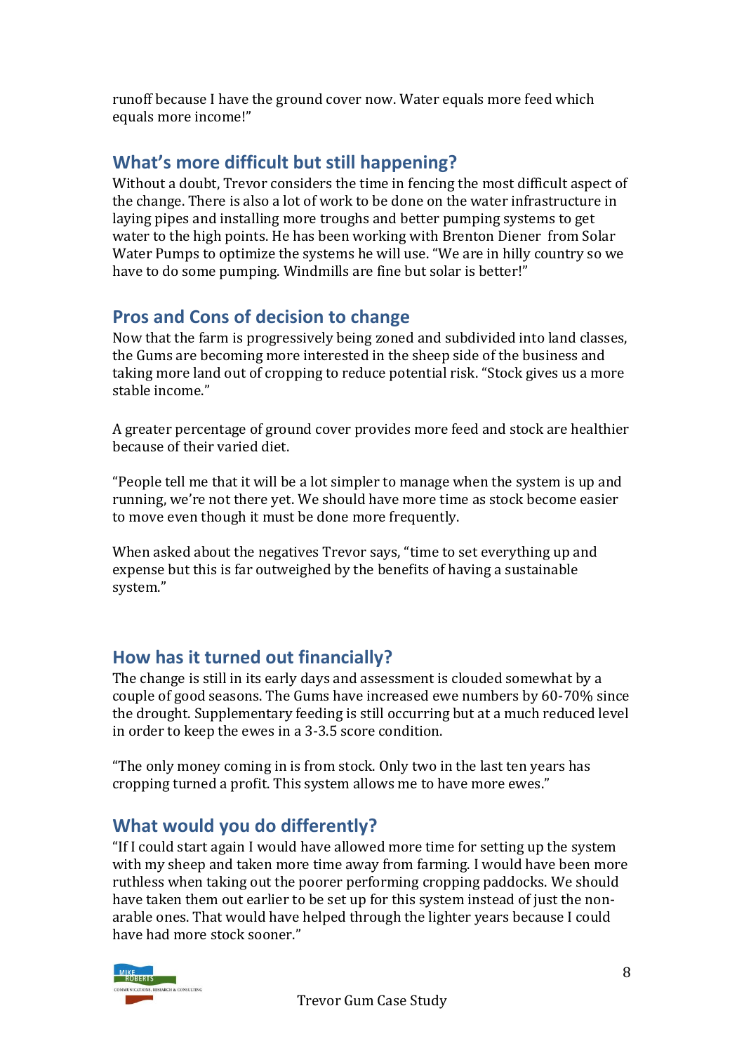runoff because I have the ground cover now. Water equals more feed which equals more income!"

## What's more difficult but still happening?

Without a doubt, Trevor considers the time in fencing the most difficult aspect of the change. There is also a lot of work to be done on the water infrastructure in laying pipes and installing more troughs and better pumping systems to get water to the high points. He has been working with Brenton Diener from Solar Water Pumps to optimize the systems he will use. "We are in hilly country so we have to do some pumping. Windmills are fine but solar is better!"

## Pros and Cons of decision to change

Now that the farm is progressively being zoned and subdivided into land classes, the Gums are becoming more interested in the sheep side of the business and taking more land out of cropping to reduce potential risk. "Stock gives us a more stable income."

A greater percentage of ground cover provides more feed and stock are healthier because of their varied diet.

"People tell me that it will be a lot simpler to manage when the system is up and running, we're not there yet. We should have more time as stock become easier to move even though it must be done more frequently.

When asked about the negatives Trevor says, "time to set everything up and expense but this is far outweighed by the benefits of having a sustainable system."

## How has it turned out financially?

The change is still in its early days and assessment is clouded somewhat by a couple of good seasons. The Gums have increased ewe numbers by 60-70% since the drought. Supplementary feeding is still occurring but at a much reduced level in order to keep the ewes in a 3-3.5 score condition.

"The only money coming in is from stock. Only two in the last ten years has cropping turned a profit. This system allows me to have more ewes."

## What would you do differently?

"If I could start again I would have allowed more time for setting up the system with my sheep and taken more time away from farming. I would have been more ruthless when taking out the poorer performing cropping paddocks. We should have taken them out earlier to be set up for this system instead of just the non-arable ones. That would have helped through the lighter years because I could have had more stock sooner."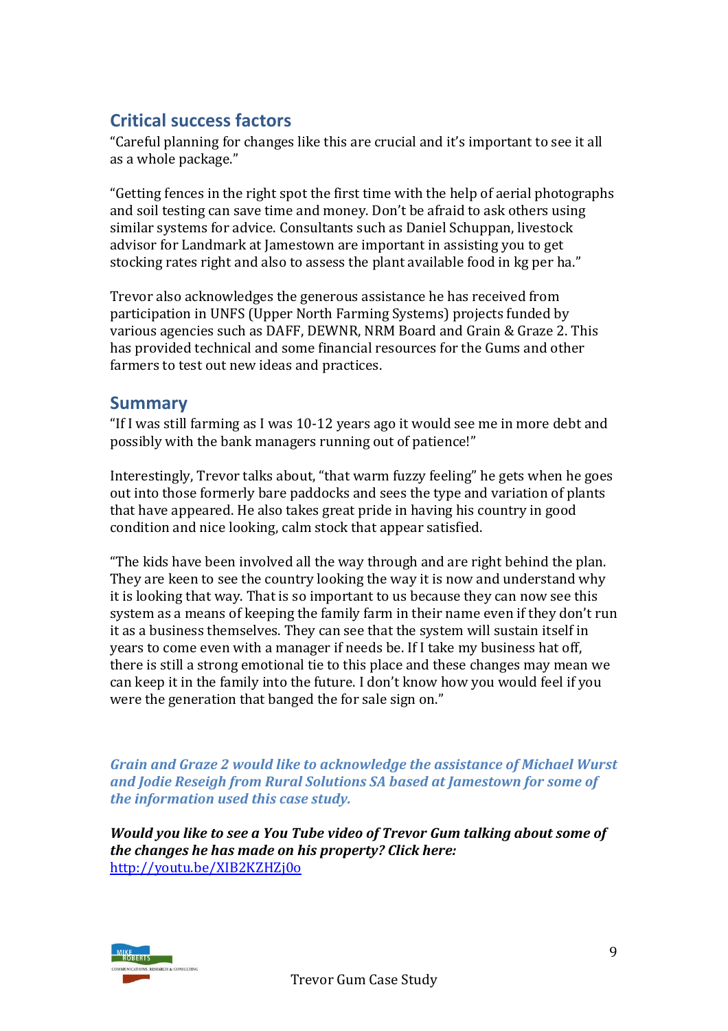## Critical success factors

"Careful planning for changes like this are crucial and it's important to see it all as a whole package."

"Getting fences in the right spot the first time with the help of aerial photographs and soil testing can save time and money. Don't be afraid to ask others using similar systems for advice. Consultants such as Daniel Schuppan, livestock advisor for Landmark at Jamestown are important in assisting you to get stocking rates right and also to assess the plant available food in kg per ha."

Trevor also acknowledges the generous assistance he has received from participation in UNFS (Upper North Farming Systems) projects funded by various agencies such as DAFF, DEWNR, NRM Board and Grain & Graze 2. This has provided technical and some financial resources for the Gums and other farmers to test out new ideas and practices.

## Summary

"If I was still farming as I was 10-12 years ago it would see me in more debt and possibly with the bank managers running out of patience!"

Interestingly, Trevor talks about, "that warm fuzzy feeling" he gets when he goes out into those formerly bare paddocks and sees the type and variation of plants that have appeared. He also takes great pride in having his country in good condition and nice looking, calm stock that appear satisfied.

"The kids have been involved all the way through and are right behind the plan. They are keen to see the country looking the way it is now and understand why it is looking that way. That is so important to us because they can now see this system as a means of keeping the family farm in their name even if they don't run it as a business themselves. They can see that the system will sustain itself in years to come even with a manager if needs be. If I take my business hat off, there is still a strong emotional tie to this place and these changes may mean we can keep it in the family into the future. I don't know how you would feel if you were the generation that banged the for sale sign on."

***Grain and Graze 2 would like to acknowledge the assistance of Michael Wurst and Jodie Reseigh from Rural Solutions SA based at Jamestown for some of the information used this case study.***

***Would you like to see a You Tube video of Trevor Gum talking about some of the changes he has made on his property? Click here:***
http://youtu.be/XIB2KZHZj0o